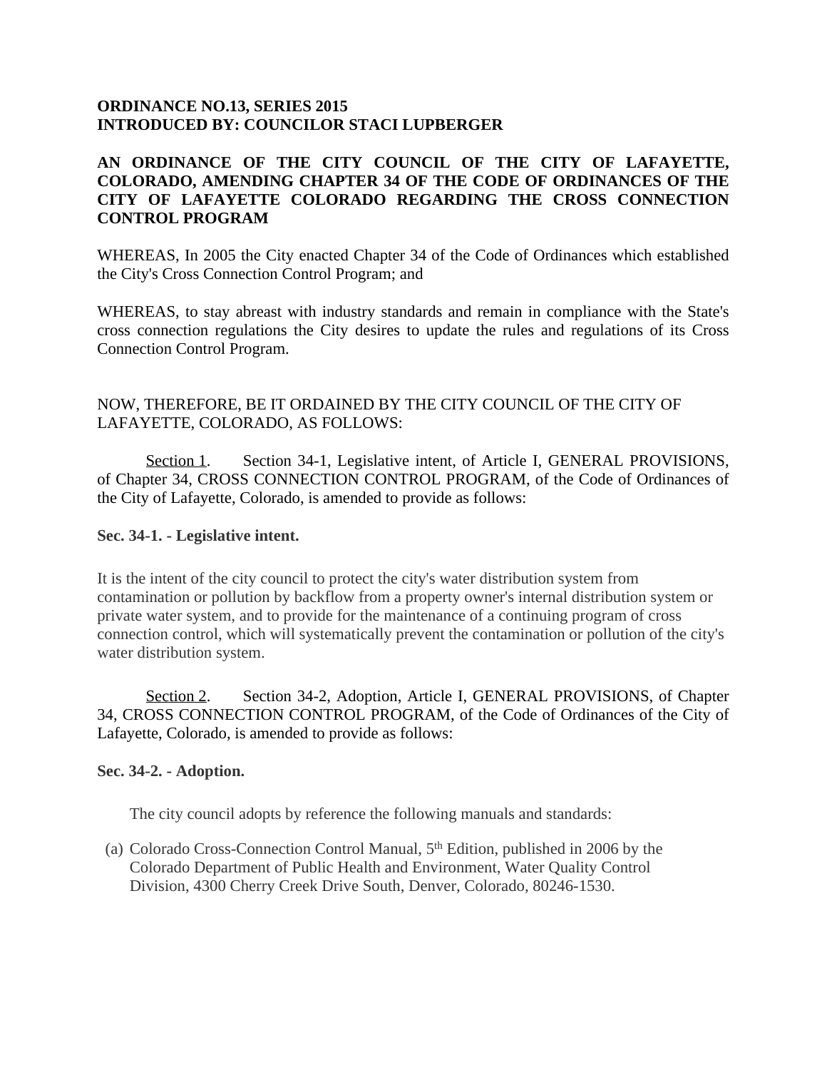**ORDINANCE NO.13, SERIES 2015**
**INTRODUCED BY: COUNCILOR STACI LUPBERGER**

**AN ORDINANCE OF THE CITY COUNCIL OF THE CITY OF LAFAYETTE, COLORADO, AMENDING CHAPTER 34 OF THE CODE OF ORDINANCES OF THE CITY OF LAFAYETTE COLORADO REGARDING THE CROSS CONNECTION CONTROL PROGRAM**

WHEREAS, In 2005 the City enacted Chapter 34 of the Code of Ordinances which established the City's Cross Connection Control Program; and

WHEREAS, to stay abreast with industry standards and remain in compliance with the State's cross connection regulations the City desires to update the rules and regulations of its Cross Connection Control Program.

NOW, THEREFORE, BE IT ORDAINED BY THE CITY COUNCIL OF THE CITY OF LAFAYETTE, COLORADO, AS FOLLOWS:

Section 1. Section 34-1, Legislative intent, of Article I, GENERAL PROVISIONS, of Chapter 34, CROSS CONNECTION CONTROL PROGRAM, of the Code of Ordinances of the City of Lafayette, Colorado, is amended to provide as follows:

**Sec. 34-1. - Legislative intent.**

It is the intent of the city council to protect the city's water distribution system from contamination or pollution by backflow from a property owner's internal distribution system or private water system, and to provide for the maintenance of a continuing program of cross connection control, which will systematically prevent the contamination or pollution of the city's water distribution system.

Section 2. Section 34-2, Adoption, Article I, GENERAL PROVISIONS, of Chapter 34, CROSS CONNECTION CONTROL PROGRAM, of the Code of Ordinances of the City of Lafayette, Colorado, is amended to provide as follows:

**Sec. 34-2. - Adoption.**

The city council adopts by reference the following manuals and standards:

(a) Colorado Cross-Connection Control Manual, 5th Edition, published in 2006 by the Colorado Department of Public Health and Environment, Water Quality Control Division, 4300 Cherry Creek Drive South, Denver, Colorado, 80246-1530.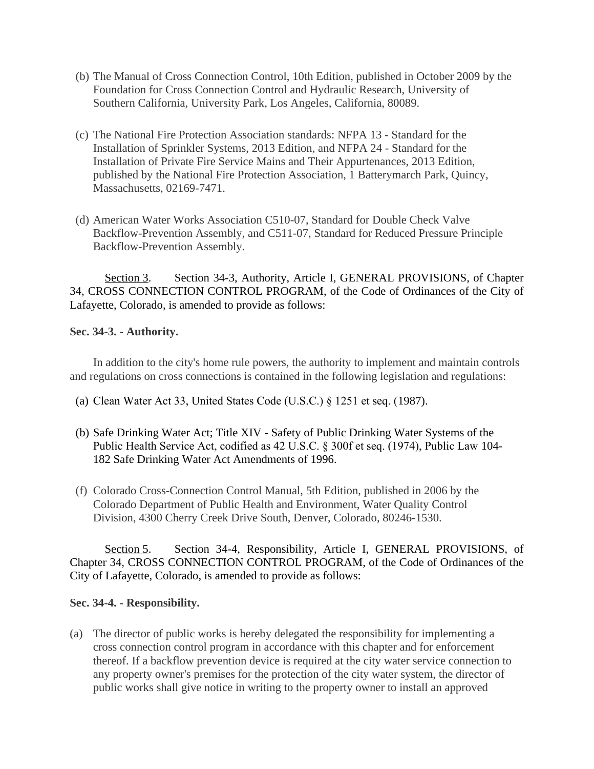(b) The Manual of Cross Connection Control, 10th Edition, published in October 2009 by the Foundation for Cross Connection Control and Hydraulic Research, University of Southern California, University Park, Los Angeles, California, 80089.

(c) The National Fire Protection Association standards: NFPA 13 - Standard for the Installation of Sprinkler Systems, 2013 Edition, and NFPA 24 - Standard for the Installation of Private Fire Service Mains and Their Appurtenances, 2013 Edition, published by the National Fire Protection Association, 1 Batterymarch Park, Quincy, Massachusetts, 02169-7471.

(d) American Water Works Association C510-07, Standard for Double Check Valve Backflow-Prevention Assembly, and C511-07, Standard for Reduced Pressure Principle Backflow-Prevention Assembly.

Section 3. Section 34-3, Authority, Article I, GENERAL PROVISIONS, of Chapter 34, CROSS CONNECTION CONTROL PROGRAM, of the Code of Ordinances of the City of Lafayette, Colorado, is amended to provide as follows:

**Sec. 34-3. - Authority.**

In addition to the city's home rule powers, the authority to implement and maintain controls and regulations on cross connections is contained in the following legislation and regulations:

(a) Clean Water Act 33, United States Code (U.S.C.) § 1251 et seq. (1987).

(b) Safe Drinking Water Act; Title XIV - Safety of Public Drinking Water Systems of the Public Health Service Act, codified as 42 U.S.C. § 300f et seq. (1974), Public Law 104-182 Safe Drinking Water Act Amendments of 1996.

(f) Colorado Cross-Connection Control Manual, 5th Edition, published in 2006 by the Colorado Department of Public Health and Environment, Water Quality Control Division, 4300 Cherry Creek Drive South, Denver, Colorado, 80246-1530.

Section 5. Section 34-4, Responsibility, Article I, GENERAL PROVISIONS, of Chapter 34, CROSS CONNECTION CONTROL PROGRAM, of the Code of Ordinances of the City of Lafayette, Colorado, is amended to provide as follows:

**Sec. 34-4. - Responsibility.**

(a) The director of public works is hereby delegated the responsibility for implementing a cross connection control program in accordance with this chapter and for enforcement thereof. If a backflow prevention device is required at the city water service connection to any property owner's premises for the protection of the city water system, the director of public works shall give notice in writing to the property owner to install an approved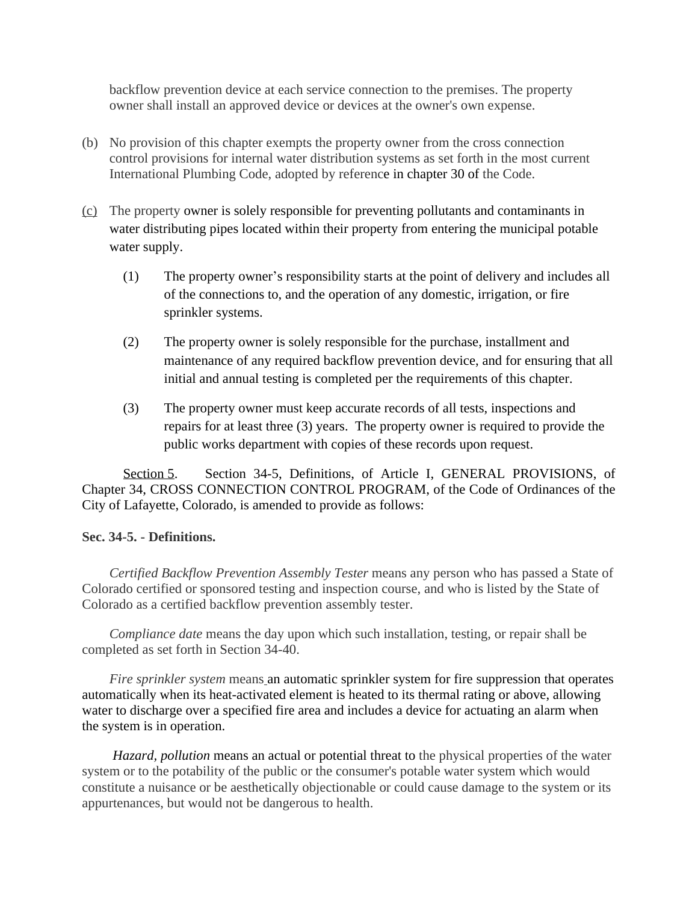backflow prevention device at each service connection to the premises. The property owner shall install an approved device or devices at the owner's own expense.

(b) No provision of this chapter exempts the property owner from the cross connection control provisions for internal water distribution systems as set forth in the most current International Plumbing Code, adopted by reference in chapter 30 of the Code.

(c) The property owner is solely responsible for preventing pollutants and contaminants in water distributing pipes located within their property from entering the municipal potable water supply.

(1) The property owner's responsibility starts at the point of delivery and includes all of the connections to, and the operation of any domestic, irrigation, or fire sprinkler systems.

(2) The property owner is solely responsible for the purchase, installment and maintenance of any required backflow prevention device, and for ensuring that all initial and annual testing is completed per the requirements of this chapter.

(3) The property owner must keep accurate records of all tests, inspections and repairs for at least three (3) years. The property owner is required to provide the public works department with copies of these records upon request.

Section 5. Section 34-5, Definitions, of Article I, GENERAL PROVISIONS, of Chapter 34, CROSS CONNECTION CONTROL PROGRAM, of the Code of Ordinances of the City of Lafayette, Colorado, is amended to provide as follows:

**Sec. 34-5. - Definitions.**

*Certified Backflow Prevention Assembly Tester* means any person who has passed a State of Colorado certified or sponsored testing and inspection course, and who is listed by the State of Colorado as a certified backflow prevention assembly tester.

*Compliance date* means the day upon which such installation, testing, or repair shall be completed as set forth in Section 34-40.

*Fire sprinkler system* means an automatic sprinkler system for fire suppression that operates automatically when its heat-activated element is heated to its thermal rating or above, allowing water to discharge over a specified fire area and includes a device for actuating an alarm when the system is in operation.

*Hazard, pollution* means an actual or potential threat to the physical properties of the water system or to the potability of the public or the consumer's potable water system which would constitute a nuisance or be aesthetically objectionable or could cause damage to the system or its appurtenances, but would not be dangerous to health.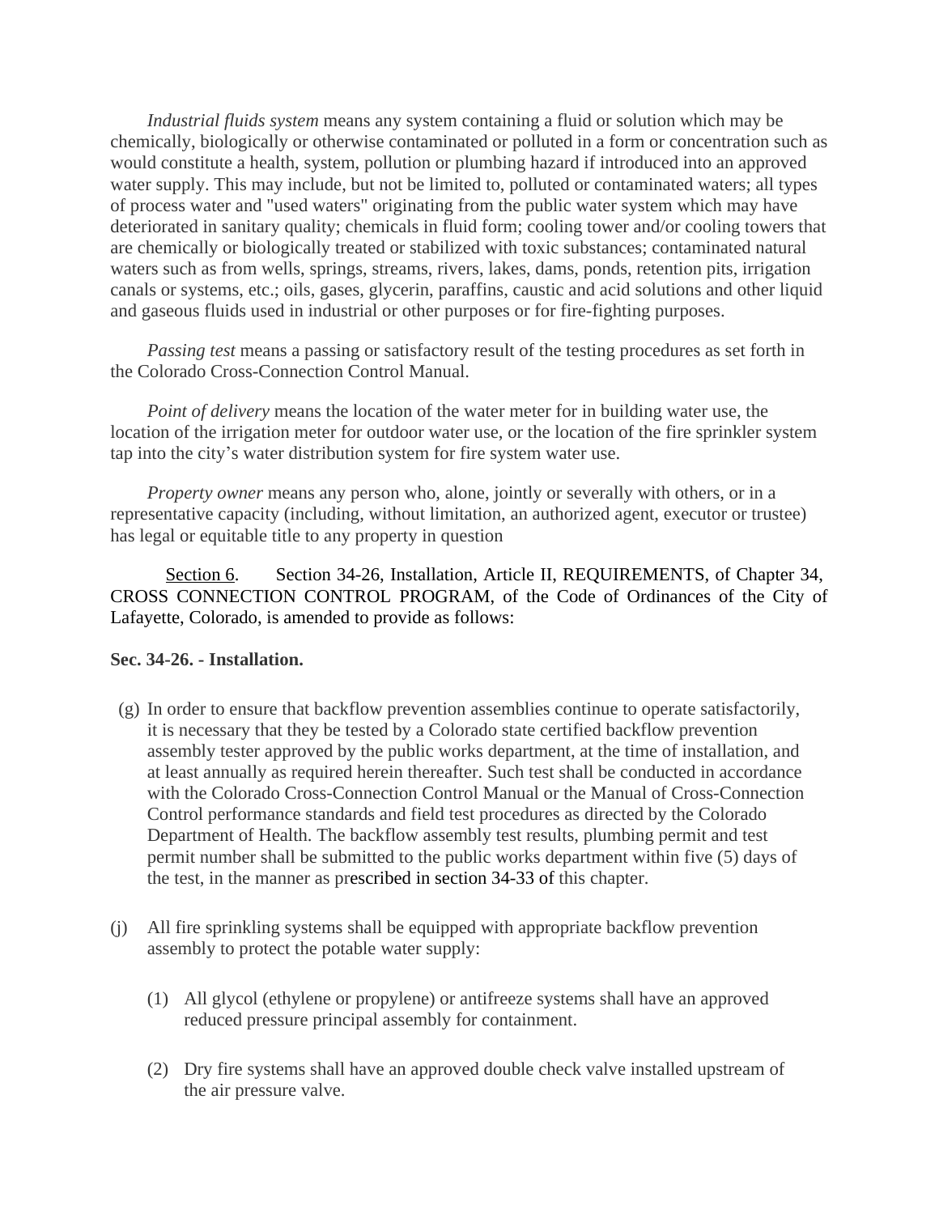*Industrial fluids system* means any system containing a fluid or solution which may be chemically, biologically or otherwise contaminated or polluted in a form or concentration such as would constitute a health, system, pollution or plumbing hazard if introduced into an approved water supply. This may include, but not be limited to, polluted or contaminated waters; all types of process water and "used waters" originating from the public water system which may have deteriorated in sanitary quality; chemicals in fluid form; cooling tower and/or cooling towers that are chemically or biologically treated or stabilized with toxic substances; contaminated natural waters such as from wells, springs, streams, rivers, lakes, dams, ponds, retention pits, irrigation canals or systems, etc.; oils, gases, glycerin, paraffins, caustic and acid solutions and other liquid and gaseous fluids used in industrial or other purposes or for fire-fighting purposes.

*Passing test* means a passing or satisfactory result of the testing procedures as set forth in the Colorado Cross-Connection Control Manual.

*Point of delivery* means the location of the water meter for in building water use, the location of the irrigation meter for outdoor water use, or the location of the fire sprinkler system tap into the city's water distribution system for fire system water use.

*Property owner* means any person who, alone, jointly or severally with others, or in a representative capacity (including, without limitation, an authorized agent, executor or trustee) has legal or equitable title to any property in question

Section 6. Section 34-26, Installation, Article II, REQUIREMENTS, of Chapter 34, CROSS CONNECTION CONTROL PROGRAM, of the Code of Ordinances of the City of Lafayette, Colorado, is amended to provide as follows:

**Sec. 34-26. - Installation.**

(g) In order to ensure that backflow prevention assemblies continue to operate satisfactorily, it is necessary that they be tested by a Colorado state certified backflow prevention assembly tester approved by the public works department, at the time of installation, and at least annually as required herein thereafter. Such test shall be conducted in accordance with the Colorado Cross-Connection Control Manual or the Manual of Cross-Connection Control performance standards and field test procedures as directed by the Colorado Department of Health. The backflow assembly test results, plumbing permit and test permit number shall be submitted to the public works department within five (5) days of the test, in the manner as prescribed in section 34-33 of this chapter.

(j) All fire sprinkling systems shall be equipped with appropriate backflow prevention assembly to protect the potable water supply:

(1) All glycol (ethylene or propylene) or antifreeze systems shall have an approved reduced pressure principal assembly for containment.

(2) Dry fire systems shall have an approved double check valve installed upstream of the air pressure valve.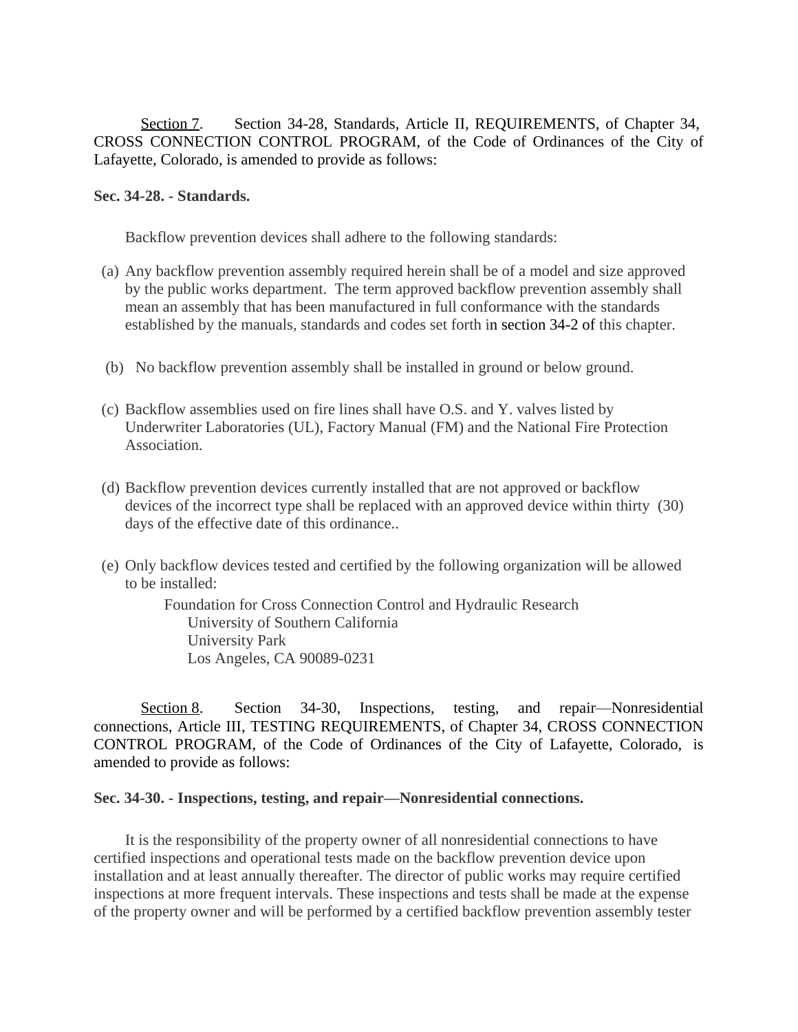Section 7. Section 34-28, Standards, Article II, REQUIREMENTS, of Chapter 34, CROSS CONNECTION CONTROL PROGRAM, of the Code of Ordinances of the City of Lafayette, Colorado, is amended to provide as follows:

**Sec. 34-28. - Standards.**

Backflow prevention devices shall adhere to the following standards:

(a) Any backflow prevention assembly required herein shall be of a model and size approved by the public works department. The term approved backflow prevention assembly shall mean an assembly that has been manufactured in full conformance with the standards established by the manuals, standards and codes set forth in section 34-2 of this chapter.

(b) No backflow prevention assembly shall be installed in ground or below ground.

(c) Backflow assemblies used on fire lines shall have O.S. and Y. valves listed by Underwriter Laboratories (UL), Factory Manual (FM) and the National Fire Protection Association.

(d) Backflow prevention devices currently installed that are not approved or backflow devices of the incorrect type shall be replaced with an approved device within thirty (30) days of the effective date of this ordinance..

(e) Only backflow devices tested and certified by the following organization will be allowed to be installed:

Foundation for Cross Connection Control and Hydraulic Research
University of Southern California
University Park
Los Angeles, CA 90089-0231

Section 8. Section 34-30, Inspections, testing, and repair—Nonresidential connections, Article III, TESTING REQUIREMENTS, of Chapter 34, CROSS CONNECTION CONTROL PROGRAM, of the Code of Ordinances of the City of Lafayette, Colorado, is amended to provide as follows:

**Sec. 34-30. - Inspections, testing, and repair—Nonresidential connections.**

It is the responsibility of the property owner of all nonresidential connections to have certified inspections and operational tests made on the backflow prevention device upon installation and at least annually thereafter. The director of public works may require certified inspections at more frequent intervals. These inspections and tests shall be made at the expense of the property owner and will be performed by a certified backflow prevention assembly tester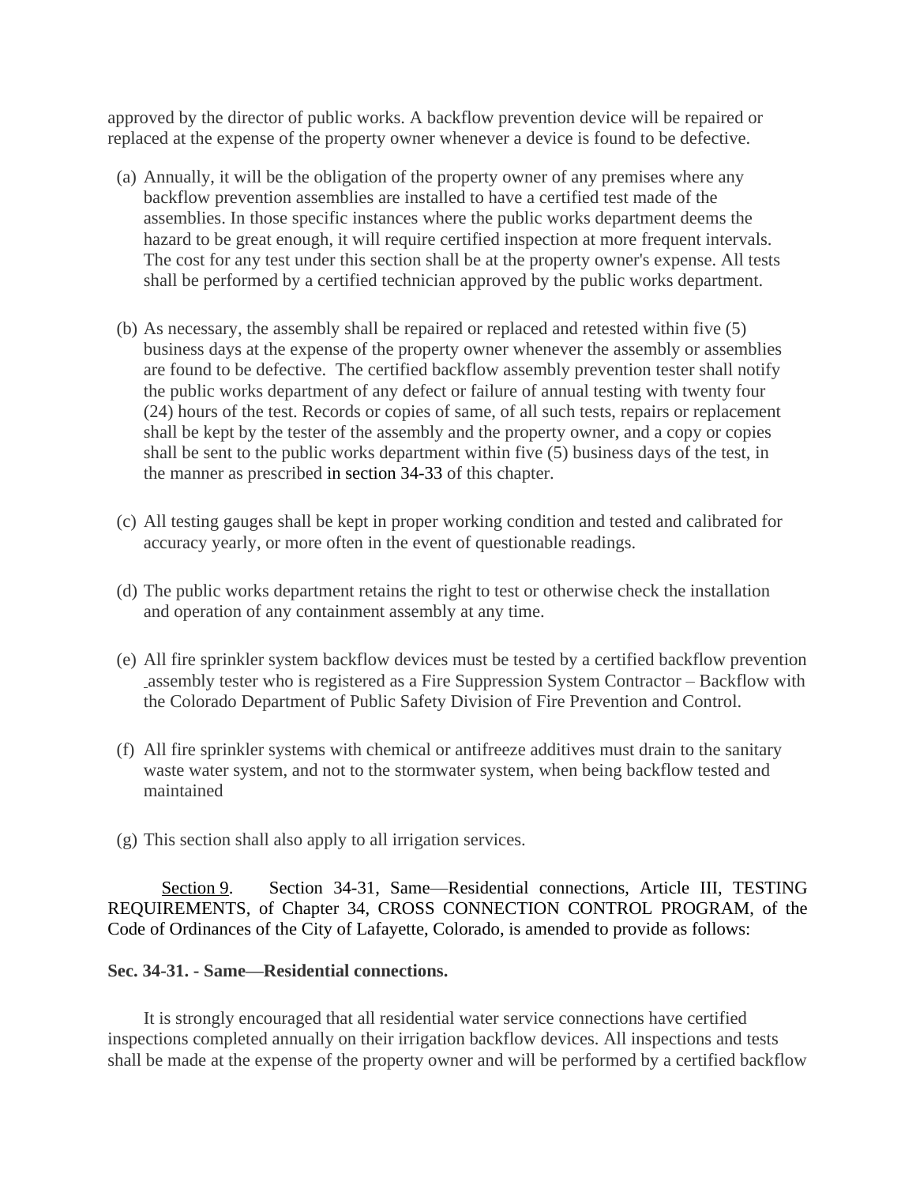approved by the director of public works. A backflow prevention device will be repaired or replaced at the expense of the property owner whenever a device is found to be defective.

(a) Annually, it will be the obligation of the property owner of any premises where any backflow prevention assemblies are installed to have a certified test made of the assemblies. In those specific instances where the public works department deems the hazard to be great enough, it will require certified inspection at more frequent intervals. The cost for any test under this section shall be at the property owner's expense. All tests shall be performed by a certified technician approved by the public works department.

(b) As necessary, the assembly shall be repaired or replaced and retested within five (5) business days at the expense of the property owner whenever the assembly or assemblies are found to be defective. The certified backflow assembly prevention tester shall notify the public works department of any defect or failure of annual testing with twenty four (24) hours of the test. Records or copies of same, of all such tests, repairs or replacement shall be kept by the tester of the assembly and the property owner, and a copy or copies shall be sent to the public works department within five (5) business days of the test, in the manner as prescribed in section 34-33 of this chapter.

(c) All testing gauges shall be kept in proper working condition and tested and calibrated for accuracy yearly, or more often in the event of questionable readings.

(d) The public works department retains the right to test or otherwise check the installation and operation of any containment assembly at any time.

(e) All fire sprinkler system backflow devices must be tested by a certified backflow prevention assembly tester who is registered as a Fire Suppression System Contractor – Backflow with the Colorado Department of Public Safety Division of Fire Prevention and Control.

(f) All fire sprinkler systems with chemical or antifreeze additives must drain to the sanitary waste water system, and not to the stormwater system, when being backflow tested and maintained

(g) This section shall also apply to all irrigation services.

Section 9. Section 34-31, Same—Residential connections, Article III, TESTING REQUIREMENTS, of Chapter 34, CROSS CONNECTION CONTROL PROGRAM, of the Code of Ordinances of the City of Lafayette, Colorado, is amended to provide as follows:

**Sec. 34-31. - Same—Residential connections.**

It is strongly encouraged that all residential water service connections have certified inspections completed annually on their irrigation backflow devices. All inspections and tests shall be made at the expense of the property owner and will be performed by a certified backflow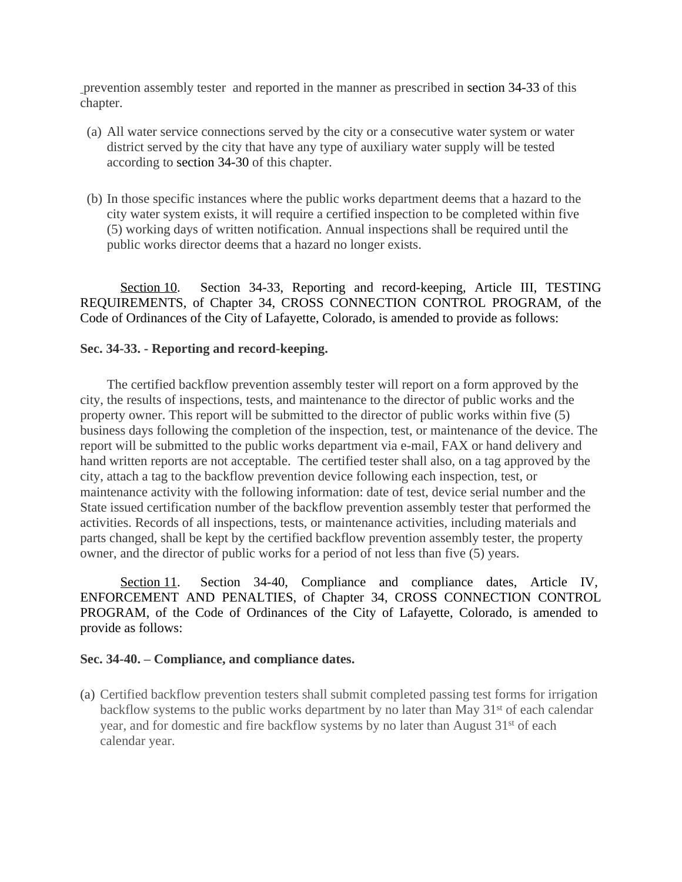prevention assembly tester and reported in the manner as prescribed in section 34-33 of this chapter.

(a) All water service connections served by the city or a consecutive water system or water district served by the city that have any type of auxiliary water supply will be tested according to section 34-30 of this chapter.

(b) In those specific instances where the public works department deems that a hazard to the city water system exists, it will require a certified inspection to be completed within five (5) working days of written notification. Annual inspections shall be required until the public works director deems that a hazard no longer exists.

Section 10. Section 34-33, Reporting and record-keeping, Article III, TESTING REQUIREMENTS, of Chapter 34, CROSS CONNECTION CONTROL PROGRAM, of the Code of Ordinances of the City of Lafayette, Colorado, is amended to provide as follows:

**Sec. 34-33. - Reporting and record-keeping.**

The certified backflow prevention assembly tester will report on a form approved by the city, the results of inspections, tests, and maintenance to the director of public works and the property owner. This report will be submitted to the director of public works within five (5) business days following the completion of the inspection, test, or maintenance of the device. The report will be submitted to the public works department via e-mail, FAX or hand delivery and hand written reports are not acceptable. The certified tester shall also, on a tag approved by the city, attach a tag to the backflow prevention device following each inspection, test, or maintenance activity with the following information: date of test, device serial number and the State issued certification number of the backflow prevention assembly tester that performed the activities. Records of all inspections, tests, or maintenance activities, including materials and parts changed, shall be kept by the certified backflow prevention assembly tester, the property owner, and the director of public works for a period of not less than five (5) years.

Section 11. Section 34-40, Compliance and compliance dates, Article IV, ENFORCEMENT AND PENALTIES, of Chapter 34, CROSS CONNECTION CONTROL PROGRAM, of the Code of Ordinances of the City of Lafayette, Colorado, is amended to provide as follows:

**Sec. 34-40. – Compliance, and compliance dates.**

(a) Certified backflow prevention testers shall submit completed passing test forms for irrigation backflow systems to the public works department by no later than May 31st of each calendar year, and for domestic and fire backflow systems by no later than August 31st of each calendar year.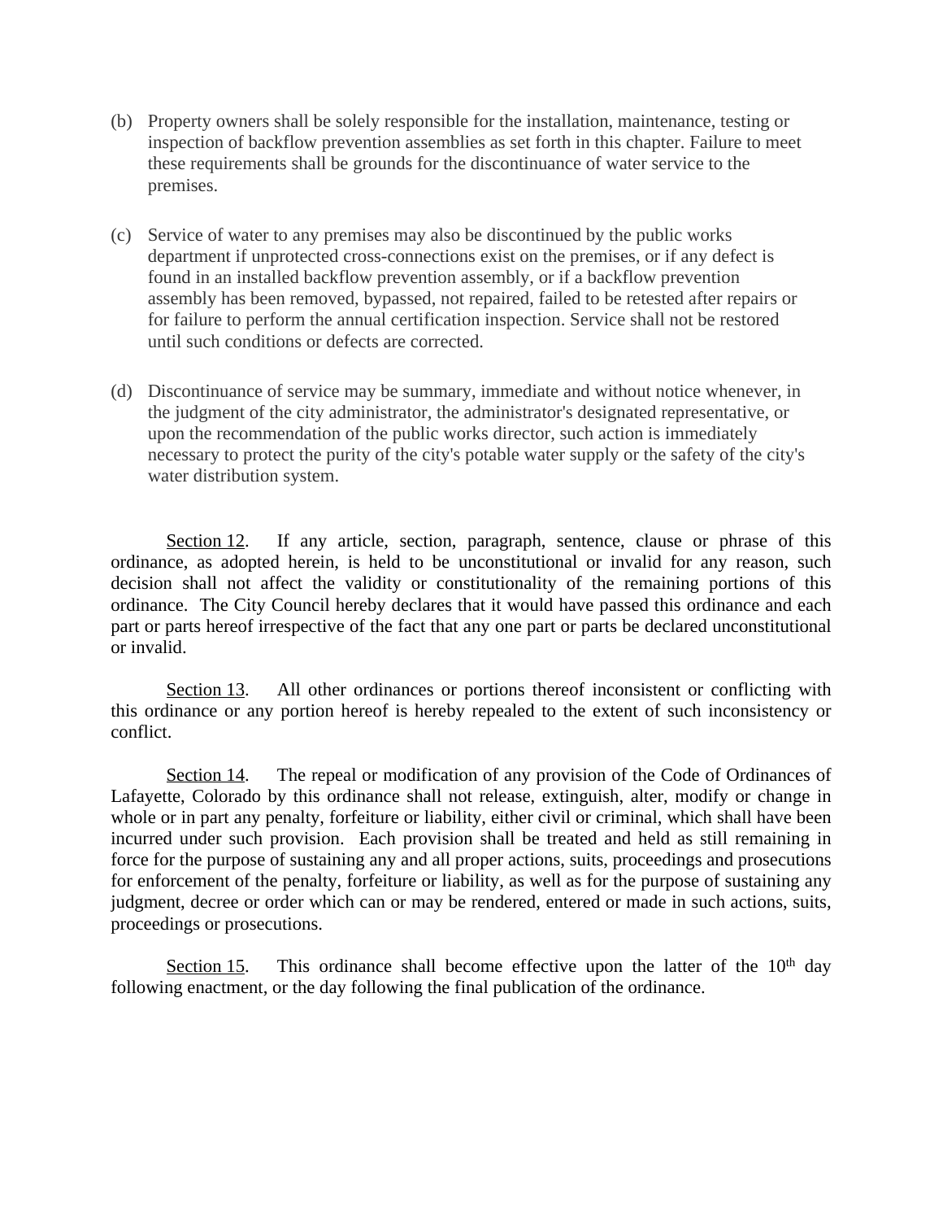(b) Property owners shall be solely responsible for the installation, maintenance, testing or inspection of backflow prevention assemblies as set forth in this chapter. Failure to meet these requirements shall be grounds for the discontinuance of water service to the premises.

(c) Service of water to any premises may also be discontinued by the public works department if unprotected cross-connections exist on the premises, or if any defect is found in an installed backflow prevention assembly, or if a backflow prevention assembly has been removed, bypassed, not repaired, failed to be retested after repairs or for failure to perform the annual certification inspection. Service shall not be restored until such conditions or defects are corrected.

(d) Discontinuance of service may be summary, immediate and without notice whenever, in the judgment of the city administrator, the administrator's designated representative, or upon the recommendation of the public works director, such action is immediately necessary to protect the purity of the city's potable water supply or the safety of the city's water distribution system.

Section 12. If any article, section, paragraph, sentence, clause or phrase of this ordinance, as adopted herein, is held to be unconstitutional or invalid for any reason, such decision shall not affect the validity or constitutionality of the remaining portions of this ordinance. The City Council hereby declares that it would have passed this ordinance and each part or parts hereof irrespective of the fact that any one part or parts be declared unconstitutional or invalid.

Section 13. All other ordinances or portions thereof inconsistent or conflicting with this ordinance or any portion hereof is hereby repealed to the extent of such inconsistency or conflict.

Section 14. The repeal or modification of any provision of the Code of Ordinances of Lafayette, Colorado by this ordinance shall not release, extinguish, alter, modify or change in whole or in part any penalty, forfeiture or liability, either civil or criminal, which shall have been incurred under such provision. Each provision shall be treated and held as still remaining in force for the purpose of sustaining any and all proper actions, suits, proceedings and prosecutions for enforcement of the penalty, forfeiture or liability, as well as for the purpose of sustaining any judgment, decree or order which can or may be rendered, entered or made in such actions, suits, proceedings or prosecutions.

Section 15. This ordinance shall become effective upon the latter of the 10th day following enactment, or the day following the final publication of the ordinance.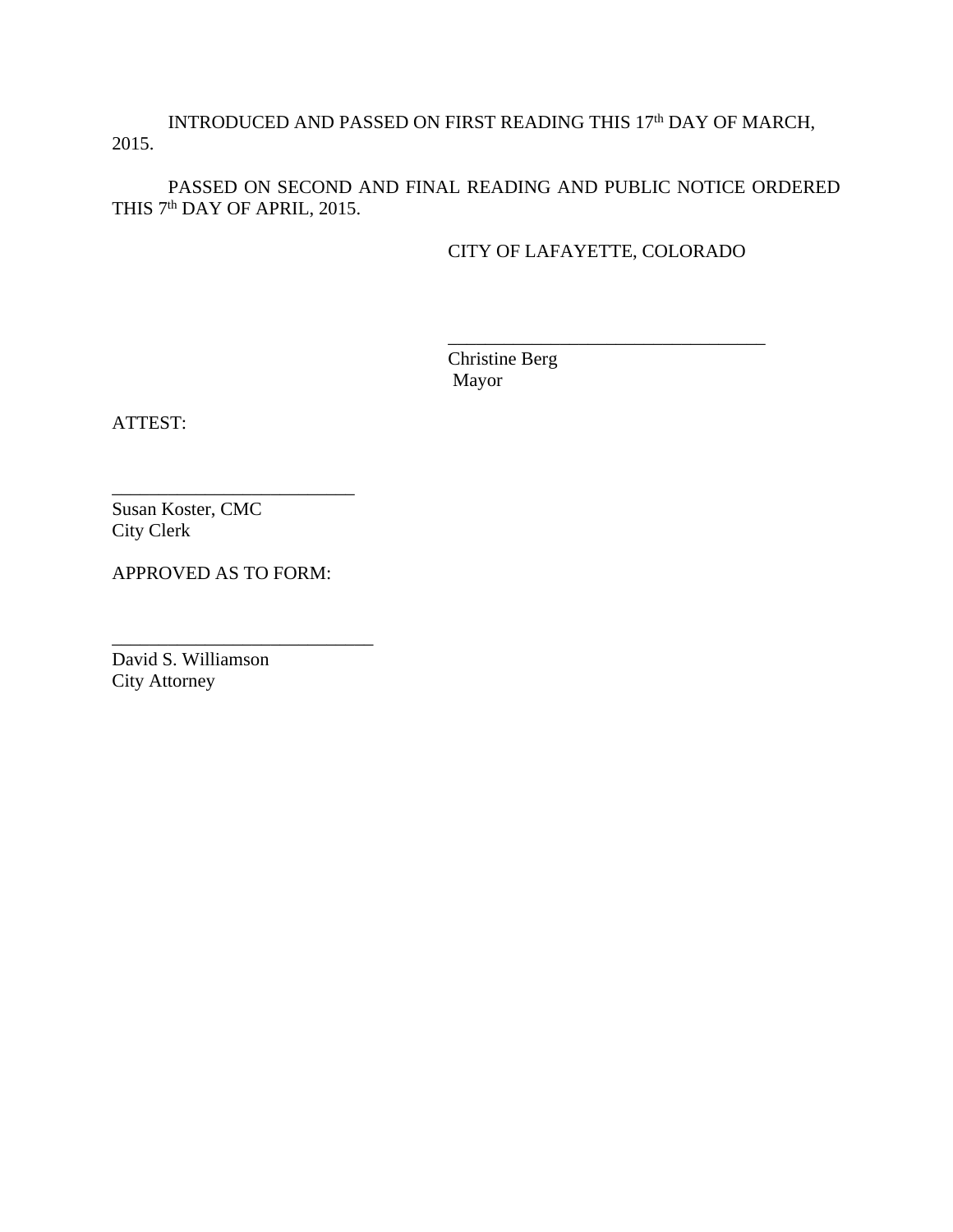INTRODUCED AND PASSED ON FIRST READING THIS 17th DAY OF MARCH, 2015.

PASSED ON SECOND AND FINAL READING AND PUBLIC NOTICE ORDERED THIS 7th DAY OF APRIL, 2015.

CITY OF LAFAYETTE, COLORADO

\_\_\_\_\_\_\_\_\_\_\_\_\_\_\_\_\_\_\_\_\_\_\_\_\_\_\_\_\_\_\_\_\_\_\_
Christine Berg
Mayor

ATTEST:

\_\_\_\_\_\_\_\_\_\_\_\_\_\_\_\_\_\_\_\_\_\_\_\_\_\_
Susan Koster, CMC
City Clerk

APPROVED AS TO FORM:

\_\_\_\_\_\_\_\_\_\_\_\_\_\_\_\_\_\_\_\_\_\_\_\_\_\_\_\_
David S. Williamson
City Attorney